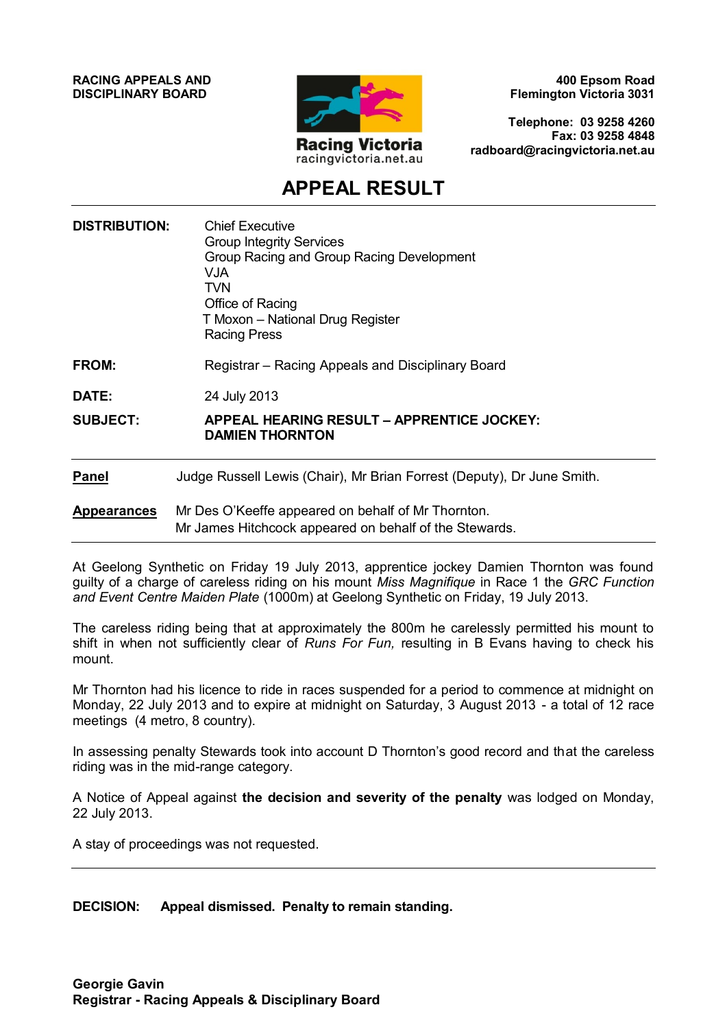**RACING APPEALS AND DISCIPLINARY BOARD**

Racing Victoria
racingvictoria.net.au

**400 Epsom Road**
**Flemington Victoria 3031**

**Telephone: 03 9258 4260**
**Fax: 03 9258 4848**
**radboard@racingvictoria.net.au**

# APPEAL RESULT

**DISTRIBUTION:** Chief Executive
Group Integrity Services
Group Racing and Group Racing Development
VJA
TVN
Office of Racing
T Moxon – National Drug Register
Racing Press

**FROM:** Registrar – Racing Appeals and Disciplinary Board

**DATE:** 24 July 2013

**SUBJECT:** **APPEAL HEARING RESULT – APPRENTICE JOCKEY: DAMIEN THORNTON**

**Panel** Judge Russell Lewis (Chair), Mr Brian Forrest (Deputy), Dr June Smith.

**Appearances** Mr Des O'Keeffe appeared on behalf of Mr Thornton.
Mr James Hitchcock appeared on behalf of the Stewards.

At Geelong Synthetic on Friday 19 July 2013, apprentice jockey Damien Thornton was found guilty of a charge of careless riding on his mount *Miss Magnifique* in Race 1 the *GRC Function and Event Centre Maiden Plate* (1000m) at Geelong Synthetic on Friday, 19 July 2013.

The careless riding being that at approximately the 800m he carelessly permitted his mount to shift in when not sufficiently clear of *Runs For Fun,* resulting in B Evans having to check his mount.

Mr Thornton had his licence to ride in races suspended for a period to commence at midnight on Monday, 22 July 2013 and to expire at midnight on Saturday, 3 August 2013 - a total of 12 race meetings (4 metro, 8 country).

In assessing penalty Stewards took into account D Thornton's good record and that the careless riding was in the mid-range category.

A Notice of Appeal against **the decision and severity of the penalty** was lodged on Monday, 22 July 2013.

A stay of proceedings was not requested.

---

**DECISION: Appeal dismissed. Penalty to remain standing.**

**Georgie Gavin**
**Registrar - Racing Appeals & Disciplinary Board**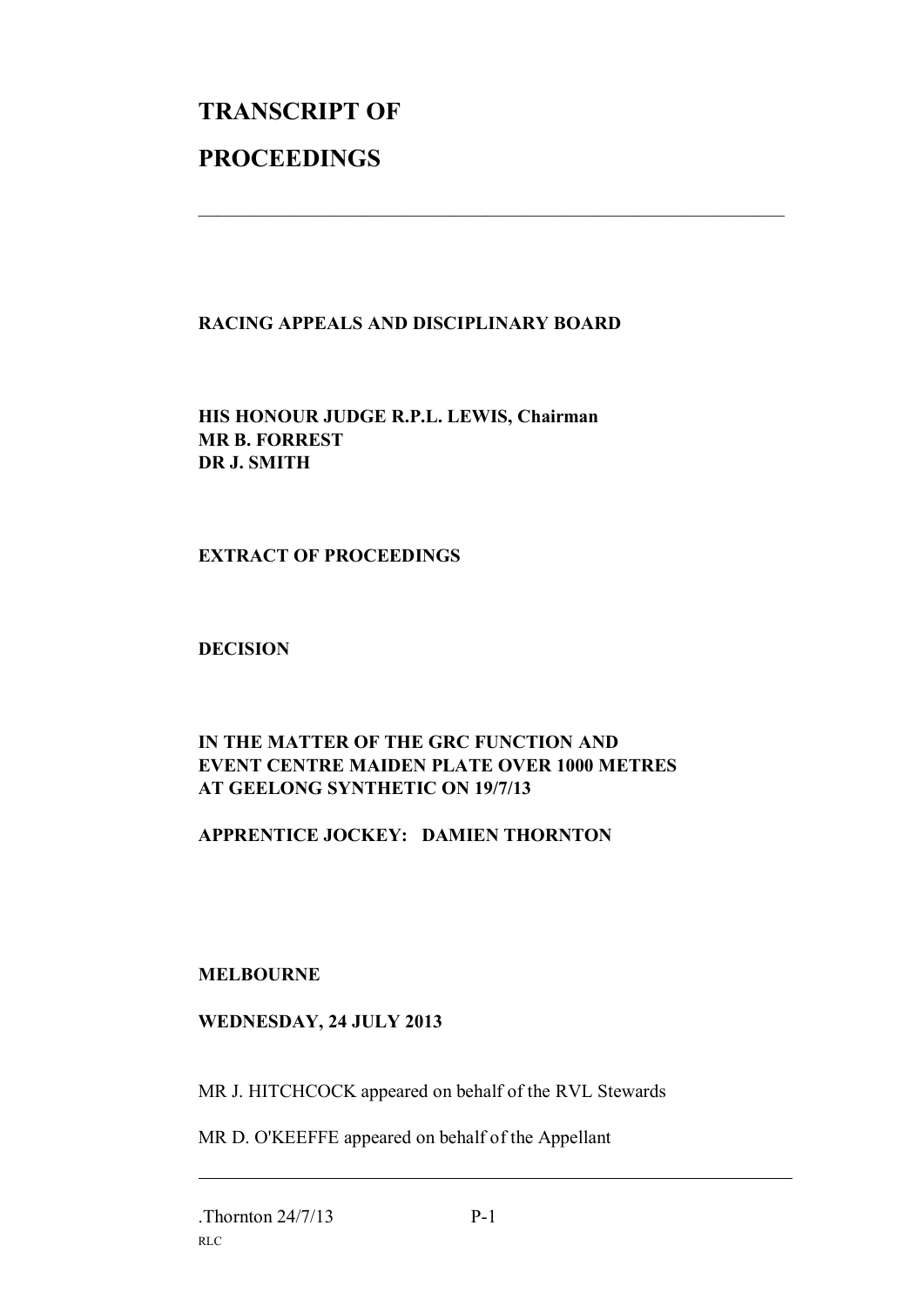# TRANSCRIPT OF PROCEEDINGS

---

**RACING APPEALS AND DISCIPLINARY BOARD**

**HIS HONOUR JUDGE R.P.L. LEWIS, Chairman**
**MR B. FORREST**
**DR J. SMITH**

**EXTRACT OF PROCEEDINGS**

**DECISION**

**IN THE MATTER OF THE GRC FUNCTION AND EVENT CENTRE MAIDEN PLATE OVER 1000 METRES AT GEELONG SYNTHETIC ON 19/7/13**

**APPRENTICE JOCKEY: DAMIEN THORNTON**

**MELBOURNE**

**WEDNESDAY, 24 JULY 2013**

MR J. HITCHCOCK appeared on behalf of the RVL Stewards

MR D. O'KEEFFE appeared on behalf of the Appellant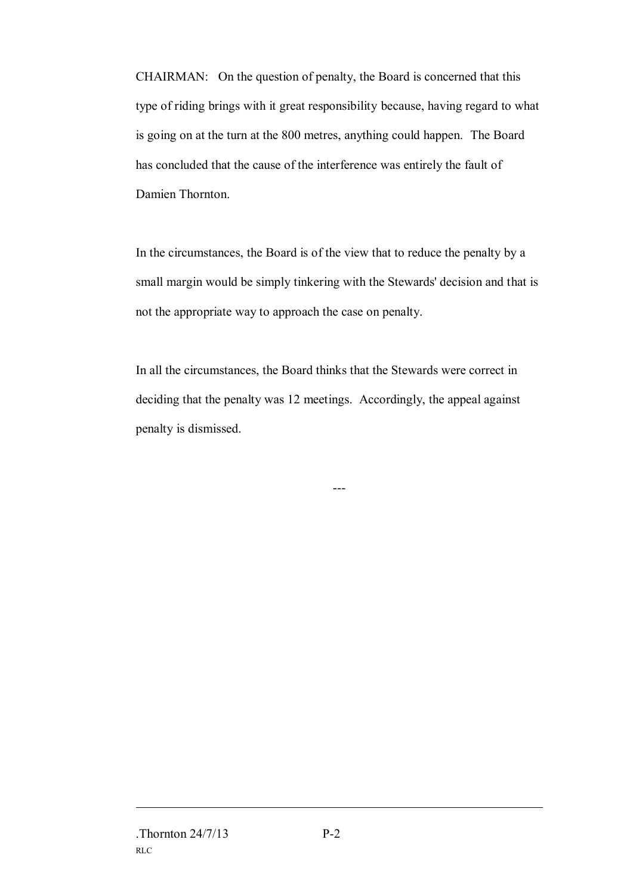CHAIRMAN: On the question of penalty, the Board is concerned that this type of riding brings with it great responsibility because, having regard to what is going on at the turn at the 800 metres, anything could happen. The Board has concluded that the cause of the interference was entirely the fault of Damien Thornton.

In the circumstances, the Board is of the view that to reduce the penalty by a small margin would be simply tinkering with the Stewards' decision and that is not the appropriate way to approach the case on penalty.

In all the circumstances, the Board thinks that the Stewards were correct in deciding that the penalty was 12 meetings. Accordingly, the appeal against penalty is dismissed.

---